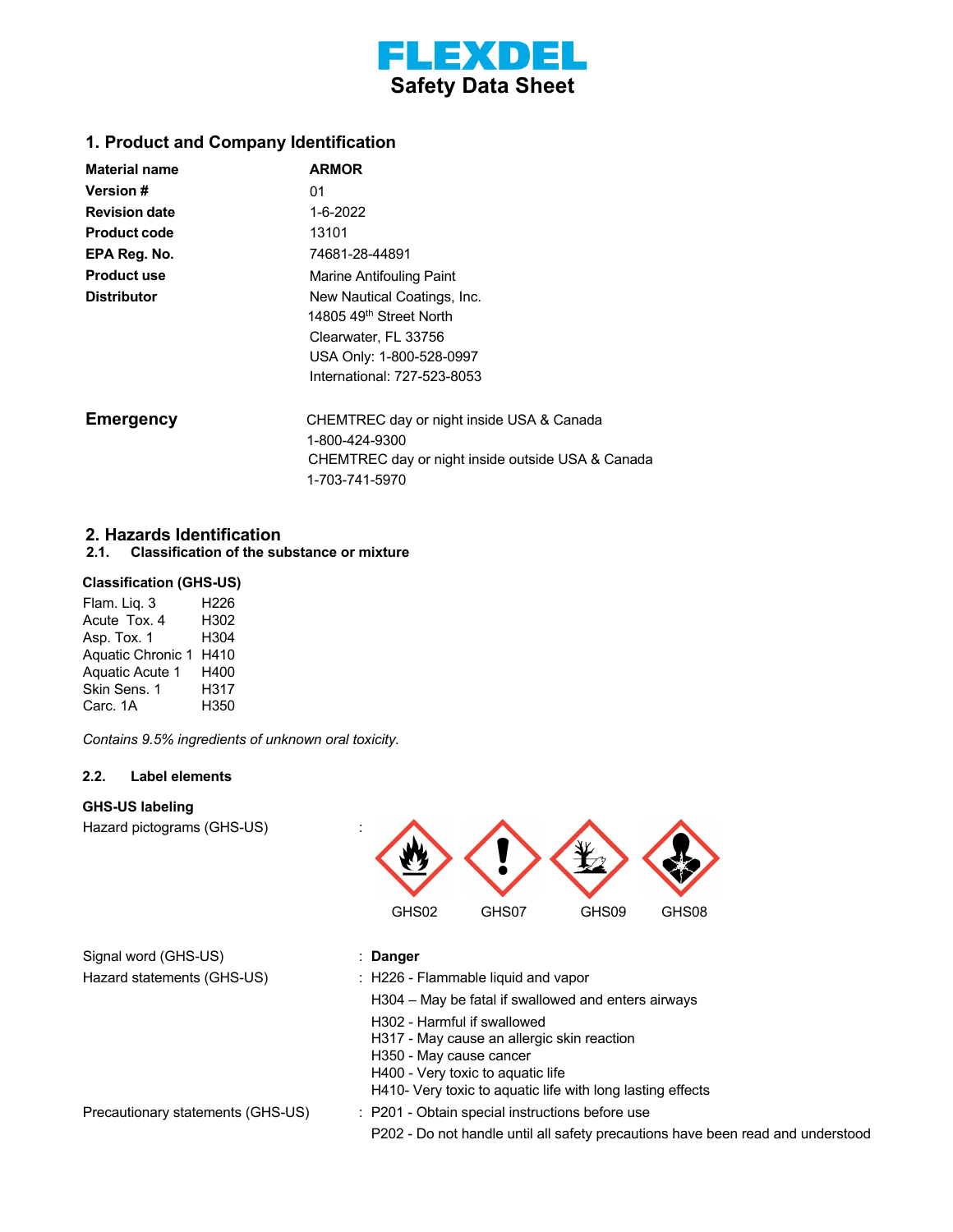# FLEXDEL
## Safety Data Sheet

## 1. Product and Company Identification

| | |
|---|---|
| **Material name** | **ARMOR** |
| **Version #** | 01 |
| **Revision date** | 1-6-2022 |
| **Product code** | 13101 |
| **EPA Reg. No.** | 74681-28-44891 |
| **Product use** | Marine Antifouling Paint |
| **Distributor** | New Nautical Coatings, Inc.<br>14805 49th Street North<br>Clearwater, FL 33756<br>USA Only: 1-800-528-0997<br>International: 727-523-8053 |

**Emergency**

CHEMTREC day or night inside USA & Canada
1-800-424-9300
CHEMTREC day or night inside outside USA & Canada
1-703-741-5970

## 2. Hazards Identification

### 2.1. Classification of the substance or mixture

**Classification (GHS-US)**

| | |
|---|---|
| Flam. Liq. 3 | H226 |
| Acute Tox. 4 | H302 |
| Asp. Tox. 1 | H304 |
| Aquatic Chronic 1 | H410 |
| Aquatic Acute 1 | H400 |
| Skin Sens. 1 | H317 |
| Carc. 1A | H350 |

*Contains 9.5% ingredients of unknown oral toxicity.*

### 2.2. Label elements

**GHS-US labeling**

Hazard pictograms (GHS-US) : GHS02 GHS07 GHS09 GHS08

Signal word (GHS-US) : **Danger**

Hazard statements (GHS-US) : H226 - Flammable liquid and vapor
H304 – May be fatal if swallowed and enters airways
H302 - Harmful if swallowed
H317 - May cause an allergic skin reaction
H350 - May cause cancer
H400 - Very toxic to aquatic life
H410- Very toxic to aquatic life with long lasting effects

Precautionary statements (GHS-US) : P201 - Obtain special instructions before use
P202 - Do not handle until all safety precautions have been read and understood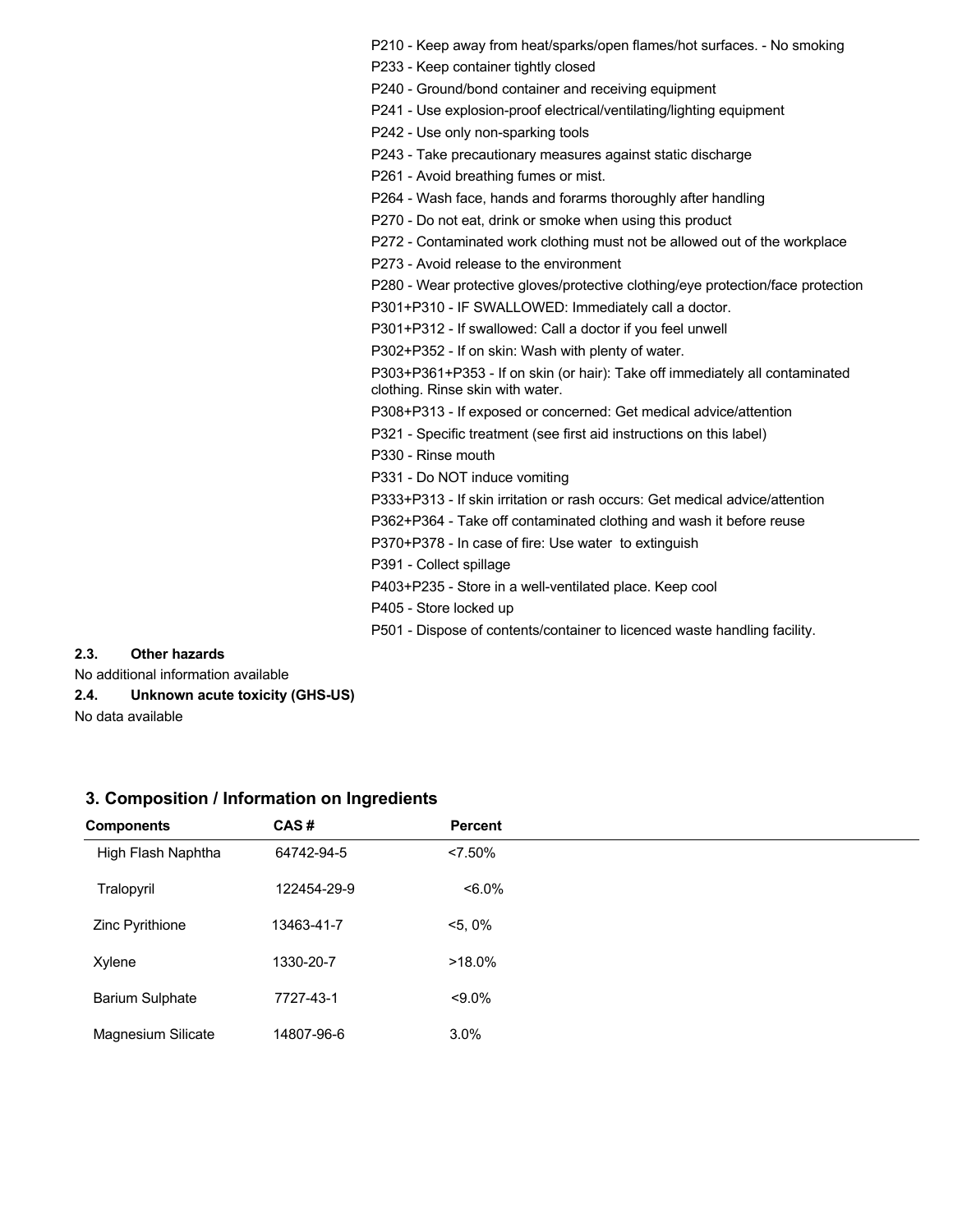P210 - Keep away from heat/sparks/open flames/hot surfaces. - No smoking

P233 - Keep container tightly closed

P240 - Ground/bond container and receiving equipment

P241 - Use explosion-proof electrical/ventilating/lighting equipment

P242 - Use only non-sparking tools

P243 - Take precautionary measures against static discharge

P261 - Avoid breathing fumes or mist.

P264 - Wash face, hands and forarms thoroughly after handling

P270 - Do not eat, drink or smoke when using this product

P272 - Contaminated work clothing must not be allowed out of the workplace

P273 - Avoid release to the environment

P280 - Wear protective gloves/protective clothing/eye protection/face protection

P301+P310 - IF SWALLOWED: Immediately call a doctor.

P301+P312 - If swallowed: Call a doctor if you feel unwell

P302+P352 - If on skin: Wash with plenty of water.

P303+P361+P353 - If on skin (or hair): Take off immediately all contaminated clothing. Rinse skin with water.

P308+P313 - If exposed or concerned: Get medical advice/attention

P321 - Specific treatment (see first aid instructions on this label)

P330 - Rinse mouth

P331 - Do NOT induce vomiting

P333+P313 - If skin irritation or rash occurs: Get medical advice/attention

P362+P364 - Take off contaminated clothing and wash it before reuse

P370+P378 - In case of fire: Use water to extinguish

P391 - Collect spillage

P403+P235 - Store in a well-ventilated place. Keep cool

P405 - Store locked up

P501 - Dispose of contents/container to licenced waste handling facility.

**2.3. Other hazards**

No additional information available

**2.4. Unknown acute toxicity (GHS-US)**

No data available

## 3. Composition / Information on Ingredients

| Components | CAS # | Percent |
|---|---|---|
| High Flash Naphtha | 64742-94-5 | <7.50% |
| Tralopyril | 122454-29-9 | <6.0% |
| Zinc Pyrithione | 13463-41-7 | <5, 0% |
| Xylene | 1330-20-7 | >18.0% |
| Barium Sulphate | 7727-43-1 | <9.0% |
| Magnesium Silicate | 14807-96-6 | 3.0% |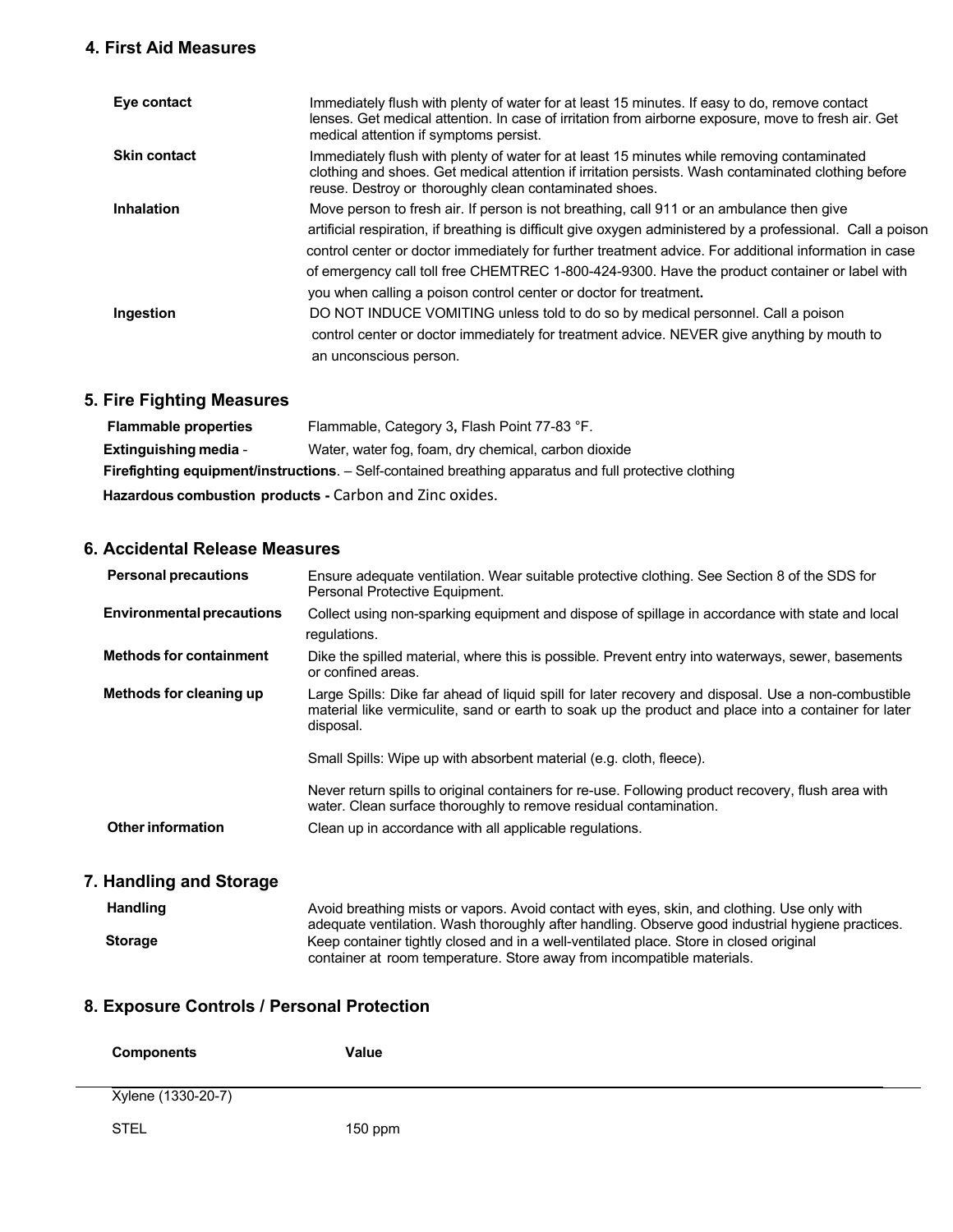## 4. First Aid Measures

| | |
|---|---|
| **Eye contact** | Immediately flush with plenty of water for at least 15 minutes. If easy to do, remove contact lenses. Get medical attention. In case of irritation from airborne exposure, move to fresh air. Get medical attention if symptoms persist. |
| **Skin contact** | Immediately flush with plenty of water for at least 15 minutes while removing contaminated clothing and shoes. Get medical attention if irritation persists. Wash contaminated clothing before reuse. Destroy or thoroughly clean contaminated shoes. |
| **Inhalation** | Move person to fresh air. If person is not breathing, call 911 or an ambulance then give artificial respiration, if breathing is difficult give oxygen administered by a professional. Call a poison control center or doctor immediately for further treatment advice. For additional information in case of emergency call toll free CHEMTREC 1-800-424-9300. Have the product container or label with you when calling a poison control center or doctor for treatment**.** |
| **Ingestion** | DO NOT INDUCE VOMITING unless told to do so by medical personnel. Call a poison control center or doctor immediately for treatment advice. NEVER give anything by mouth to an unconscious person. |

## 5. Fire Fighting Measures

**Flammable properties** Flammable, Category 3**,** Flash Point 77-83 °F.

**Extinguishing media** - Water, water fog, foam, dry chemical, carbon dioxide

**Firefighting equipment/instructions**. – Self-contained breathing apparatus and full protective clothing

**Hazardous combustion products -** Carbon and Zinc oxides.

## 6. Accidental Release Measures

| | |
|---|---|
| **Personal precautions** | Ensure adequate ventilation. Wear suitable protective clothing. See Section 8 of the SDS for Personal Protective Equipment. |
| **Environmental precautions** | Collect using non-sparking equipment and dispose of spillage in accordance with state and local regulations. |
| **Methods for containment** | Dike the spilled material, where this is possible. Prevent entry into waterways, sewer, basements or confined areas. |
| **Methods for cleaning up** | Large Spills: Dike far ahead of liquid spill for later recovery and disposal. Use a non-combustible material like vermiculite, sand or earth to soak up the product and place into a container for later disposal.<br><br>Small Spills: Wipe up with absorbent material (e.g. cloth, fleece).<br><br>Never return spills to original containers for re-use. Following product recovery, flush area with water. Clean surface thoroughly to remove residual contamination. |
| **Other information** | Clean up in accordance with all applicable regulations. |

## 7. Handling and Storage

| | |
|---|---|
| **Handling** | Avoid breathing mists or vapors. Avoid contact with eyes, skin, and clothing. Use only with adequate ventilation. Wash thoroughly after handling. Observe good industrial hygiene practices. |
| **Storage** | Keep container tightly closed and in a well-ventilated place. Store in closed original container at room temperature. Store away from incompatible materials. |

## 8. Exposure Controls / Personal Protection

| Components | Value |
|---|---|
| Xylene (1330-20-7) | |
| STEL | 150 ppm |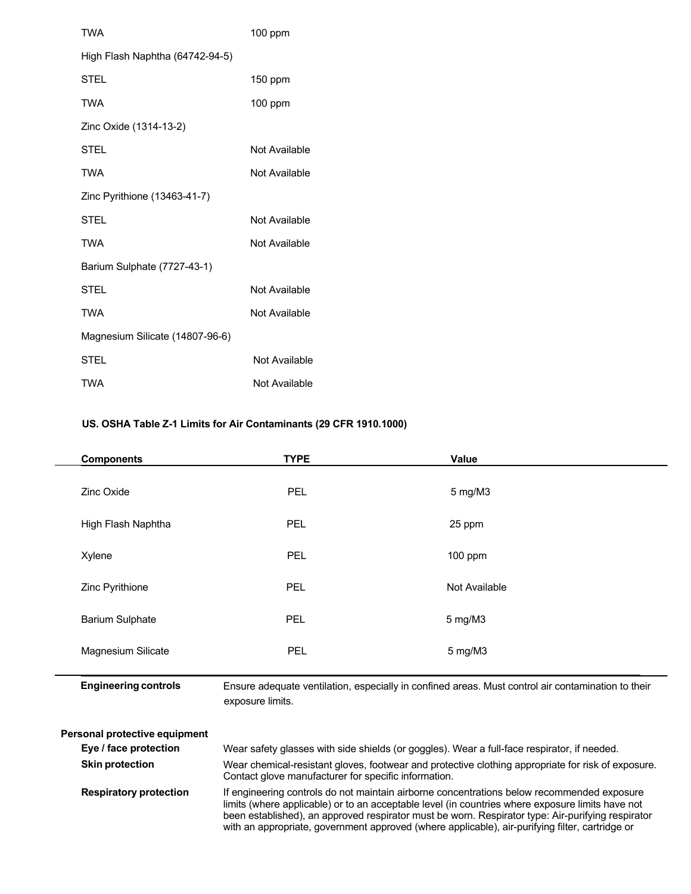| | |
|---|---|
| TWA | 100 ppm |
| High Flash Naphtha (64742-94-5) | |
| STEL | 150 ppm |
| TWA | 100 ppm |
| Zinc Oxide (1314-13-2) | |
| STEL | Not Available |
| TWA | Not Available |
| Zinc Pyrithione (13463-41-7) | |
| STEL | Not Available |
| TWA | Not Available |
| Barium Sulphate (7727-43-1) | |
| STEL | Not Available |
| TWA | Not Available |
| Magnesium Silicate (14807-96-6) | |
| STEL | Not Available |
| TWA | Not Available |

**US. OSHA Table Z-1 Limits for Air Contaminants (29 CFR 1910.1000)**

| Components | TYPE | Value |
|---|---|---|
| Zinc Oxide | PEL | 5 mg/M3 |
| High Flash Naphtha | PEL | 25 ppm |
| Xylene | PEL | 100 ppm |
| Zinc Pyrithione | PEL | Not Available |
| Barium Sulphate | PEL | 5 mg/M3 |
| Magnesium Silicate | PEL | 5 mg/M3 |

**Engineering controls** Ensure adequate ventilation, especially in confined areas. Must control air contamination to their exposure limits.

**Personal protective equipment**

**Eye / face protection** Wear safety glasses with side shields (or goggles). Wear a full-face respirator, if needed.

**Skin protection** Wear chemical-resistant gloves, footwear and protective clothing appropriate for risk of exposure. Contact glove manufacturer for specific information.

**Respiratory protection** If engineering controls do not maintain airborne concentrations below recommended exposure limits (where applicable) or to an acceptable level (in countries where exposure limits have not been established), an approved respirator must be worn. Respirator type: Air-purifying respirator with an appropriate, government approved (where applicable), air-purifying filter, cartridge or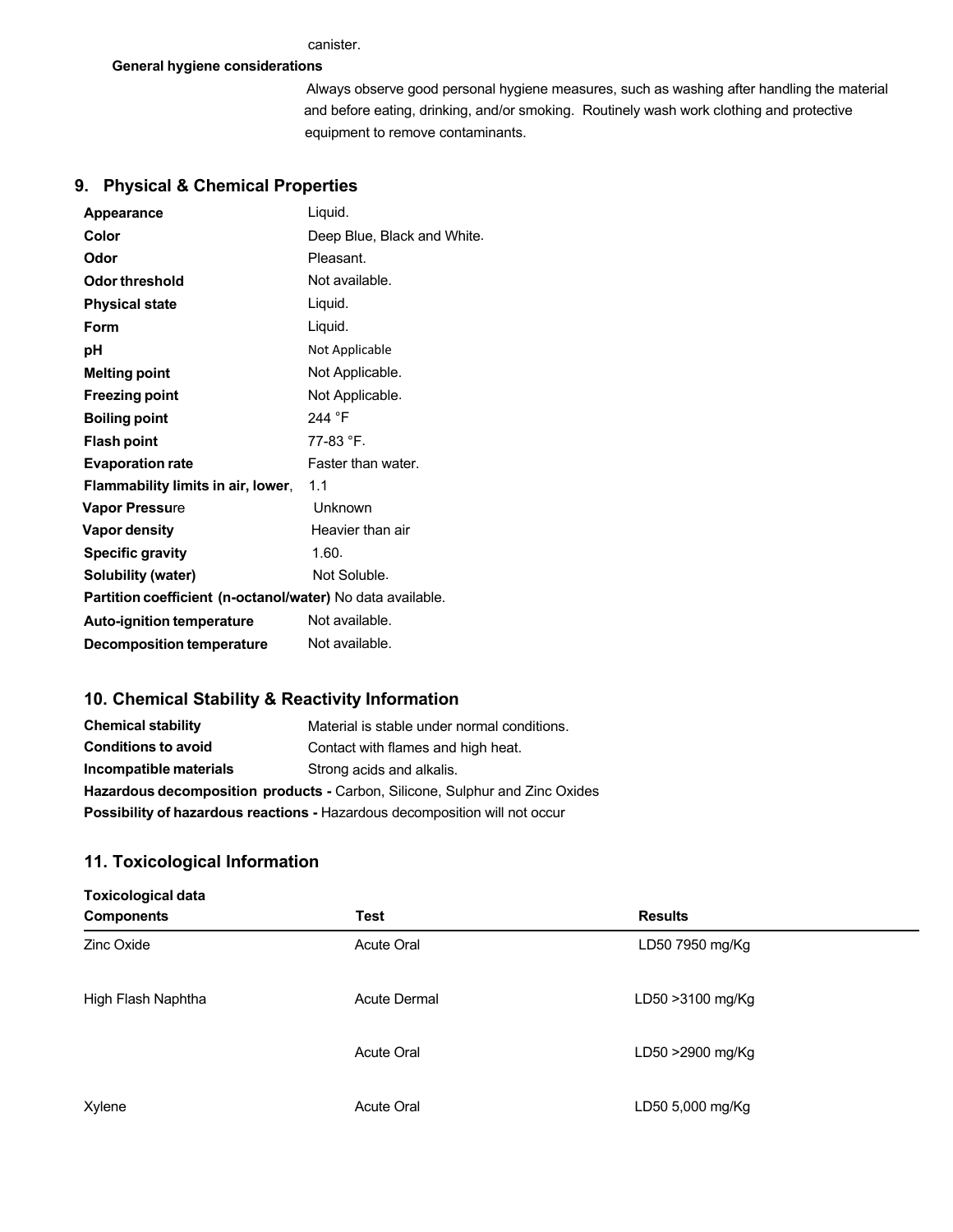canister.

**General hygiene considerations**

Always observe good personal hygiene measures, such as washing after handling the material and before eating, drinking, and/or smoking. Routinely wash work clothing and protective equipment to remove contaminants.

## 9. Physical & Chemical Properties

| | |
|---|---|
| **Appearance** | Liquid. |
| **Color** | Deep Blue, Black and White. |
| **Odor** | Pleasant. |
| **Odor threshold** | Not available. |
| **Physical state** | Liquid. |
| **Form** | Liquid. |
| **pH** | Not Applicable |
| **Melting point** | Not Applicable. |
| **Freezing point** | Not Applicable. |
| **Boiling point** | 244 °F |
| **Flash point** | 77-83 °F. |
| **Evaporation rate** | Faster than water. |
| **Flammability limits in air, lower**, | 1.1 |
| **Vapor Pressure** | Unknown |
| **Vapor density** | Heavier than air |
| **Specific gravity** | 1.60. |
| **Solubility (water)** | Not Soluble. |
| **Partition coefficient (n-octanol/water)** | No data available. |
| **Auto-ignition temperature** | Not available. |
| **Decomposition temperature** | Not available. |

## 10. Chemical Stability & Reactivity Information

| | |
|---|---|
| **Chemical stability** | Material is stable under normal conditions. |
| **Conditions to avoid** | Contact with flames and high heat. |
| **Incompatible materials** | Strong acids and alkalis. |

**Hazardous decomposition products -** Carbon, Silicone, Sulphur and Zinc Oxides

**Possibility of hazardous reactions -** Hazardous decomposition will not occur

## 11. Toxicological Information

**Toxicological data**

| Components | Test | Results |
|---|---|---|
| Zinc Oxide | Acute Oral | LD50 7950 mg/Kg |
| High Flash Naphtha | Acute Dermal | LD50 >3100 mg/Kg |
| | Acute Oral | LD50 >2900 mg/Kg |
| Xylene | Acute Oral | LD50 5,000 mg/Kg |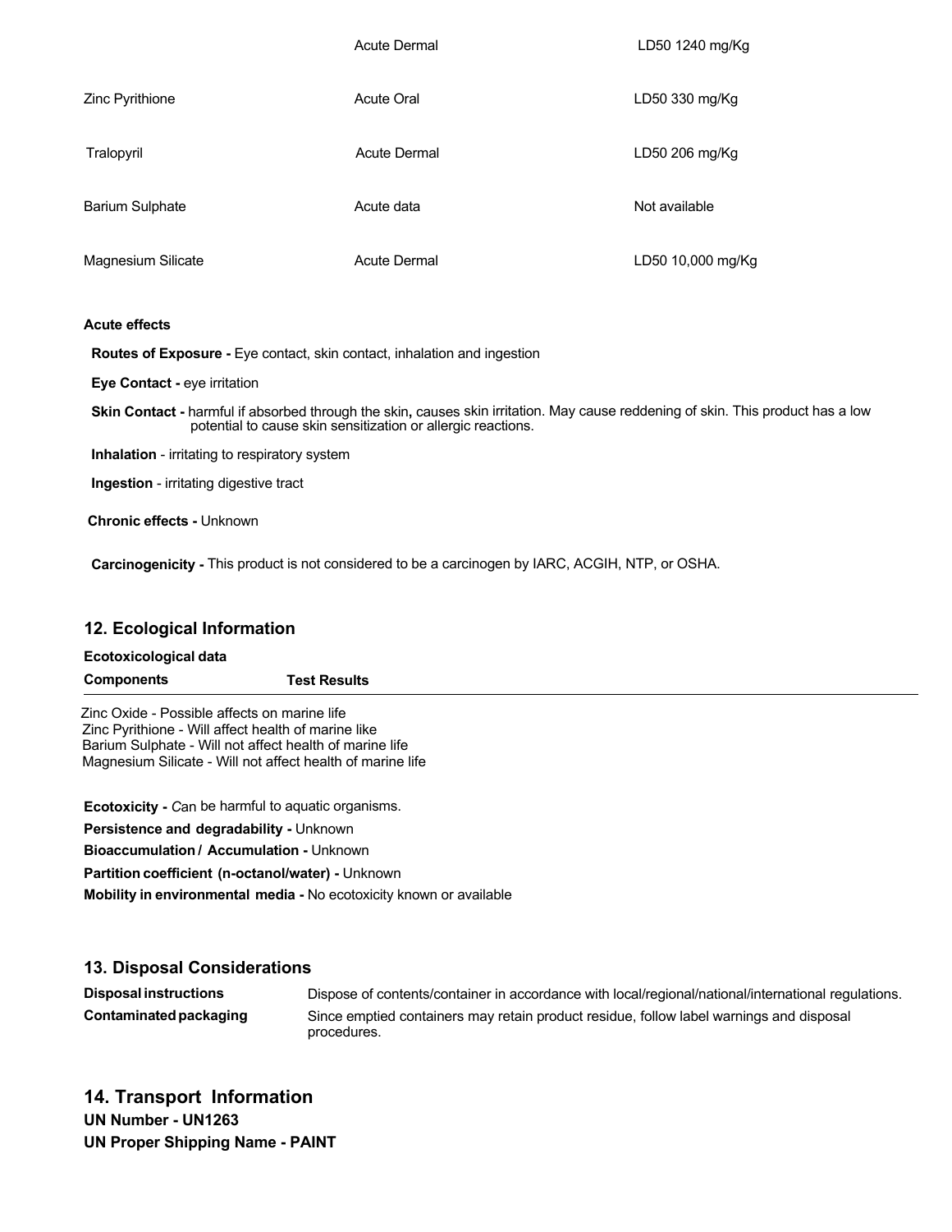| | | |
|---|---|---|
| | Acute Dermal | LD50 1240 mg/Kg |
| Zinc Pyrithione | Acute Oral | LD50 330 mg/Kg |
| Tralopyril | Acute Dermal | LD50 206 mg/Kg |
| Barium Sulphate | Acute data | Not available |
| Magnesium Silicate | Acute Dermal | LD50 10,000 mg/Kg |

**Acute effects**

**Routes of Exposure -** Eye contact, skin contact, inhalation and ingestion

**Eye Contact -** eye irritation

**Skin Contact -** harmful if absorbed through the skin**,** causes skin irritation. May cause reddening of skin. This product has a low potential to cause skin sensitization or allergic reactions.

**Inhalation** - irritating to respiratory system

**Ingestion** - irritating digestive tract

**Chronic effects -** Unknown

**Carcinogenicity -** This product is not considered to be a carcinogen by IARC, ACGIH, NTP, or OSHA.

## 12. Ecological Information

**Ecotoxicological data**

| **Components** | **Test Results** |
|---|---|

Zinc Oxide - Possible affects on marine life
Zinc Pyrithione - Will affect health of marine like
Barium Sulphate - Will not affect health of marine life
Magnesium Silicate - Will not affect health of marine life

**Ecotoxicity -** *C*an be harmful to aquatic organisms.

**Persistence and degradability -** Unknown

**Bioaccumulation / Accumulation -** Unknown

**Partition coefficient (n-octanol/water) -** Unknown

**Mobility in environmental media -** No ecotoxicity known or available

## 13. Disposal Considerations

| | |
|---|---|
| **Disposal instructions** | Dispose of contents/container in accordance with local/regional/national/international regulations. |
| **Contaminated packaging** | Since emptied containers may retain product residue, follow label warnings and disposal procedures. |

## 14. Transport Information

**UN Number - UN1263**

**UN Proper Shipping Name - PAINT**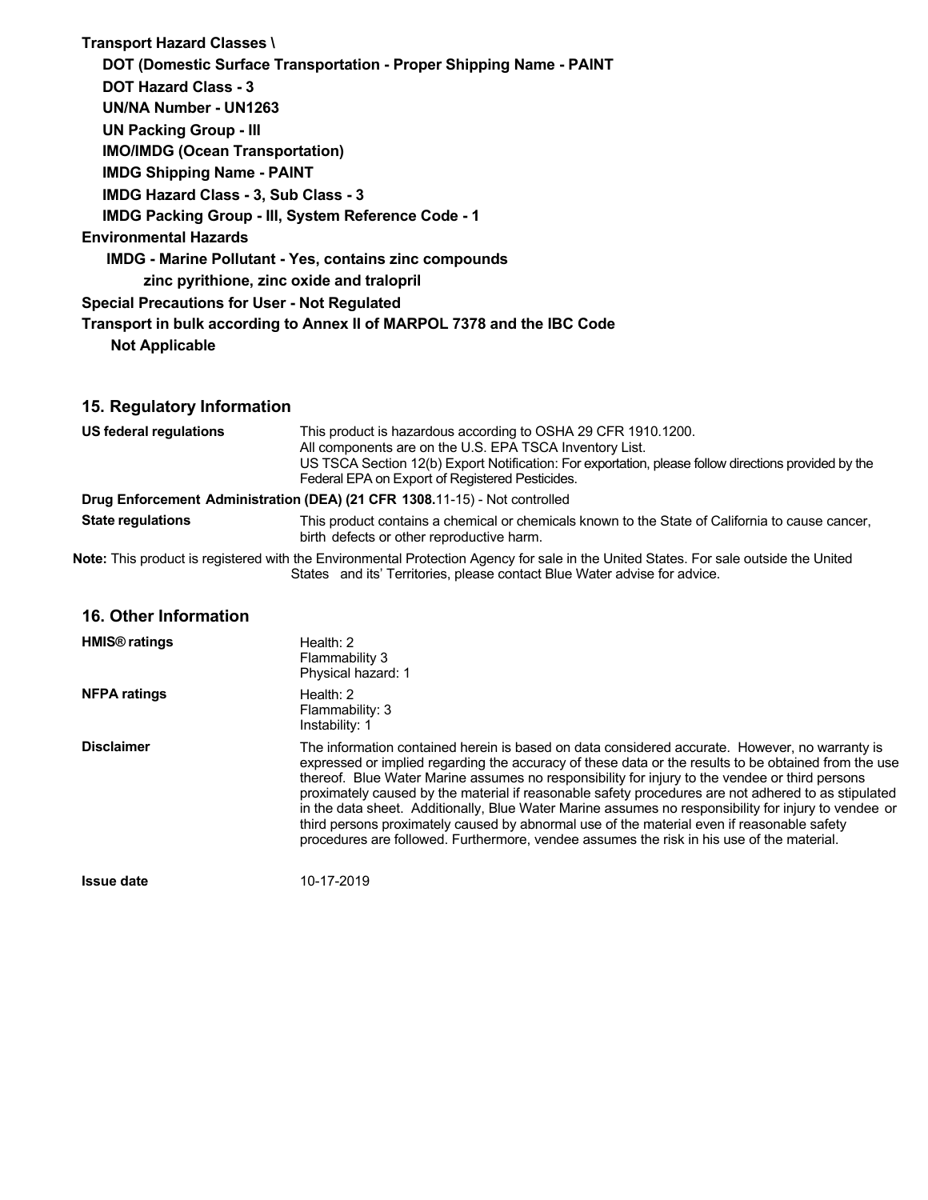**Transport Hazard Classes \**

**DOT (Domestic Surface Transportation - Proper Shipping Name - PAINT**

**DOT Hazard Class - 3**

**UN/NA Number - UN1263**

**UN Packing Group - III**

**IMO/IMDG (Ocean Transportation)**

**IMDG Shipping Name - PAINT**

**IMDG Hazard Class - 3, Sub Class - 3**

**IMDG Packing Group - III, System Reference Code - 1**

**Environmental Hazards**

**IMDG - Marine Pollutant - Yes, contains zinc compounds**

**zinc pyrithione, zinc oxide and tralopril**

**Special Precautions for User - Not Regulated**

**Transport in bulk according to Annex II of MARPOL 7378 and the IBC Code**

**Not Applicable**

## 15. Regulatory Information

| | |
|---|---|
| **US federal regulations** | This product is hazardous according to OSHA 29 CFR 1910.1200. All components are on the U.S. EPA TSCA Inventory List. US TSCA Section 12(b) Export Notification: For exportation, please follow directions provided by the Federal EPA on Export of Registered Pesticides. |

**Drug Enforcement Administration (DEA) (21 CFR 1308.**11-15) - Not controlled

| | |
|---|---|
| **State regulations** | This product contains a chemical or chemicals known to the State of California to cause cancer, birth defects or other reproductive harm. |

**Note:** This product is registered with the Environmental Protection Agency for sale in the United States. For sale outside the United States and its' Territories, please contact Blue Water advise for advice.

## 16. Other Information

| | |
|---|---|
| **HMIS® ratings** | Health: 2<br>Flammability 3<br>Physical hazard: 1 |
| **NFPA ratings** | Health: 2<br>Flammability: 3<br>Instability: 1 |
| **Disclaimer** | The information contained herein is based on data considered accurate. However, no warranty is expressed or implied regarding the accuracy of these data or the results to be obtained from the use thereof. Blue Water Marine assumes no responsibility for injury to the vendee or third persons proximately caused by the material if reasonable safety procedures are not adhered to as stipulated in the data sheet. Additionally, Blue Water Marine assumes no responsibility for injury to vendee or third persons proximately caused by abnormal use of the material even if reasonable safety procedures are followed. Furthermore, vendee assumes the risk in his use of the material. |
| **Issue date** | 10-17-2019 |